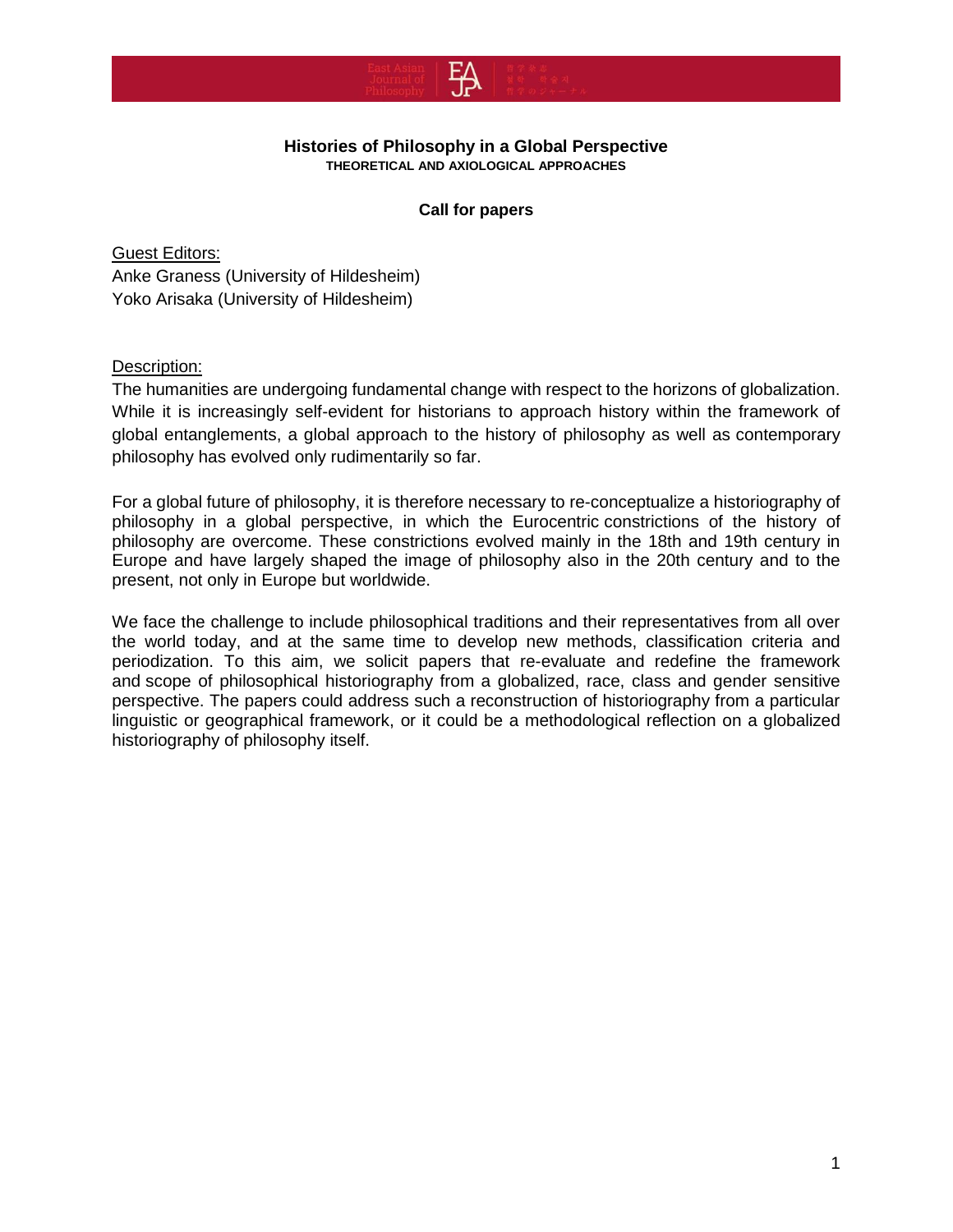# Histories of Philosophy in a Global Perspective

**THEORETICAL AND AXIOLOGICAL APPROACHES**

**Call for papers**

Guest Editors:
Anke Graness (University of Hildesheim)
Yoko Arisaka (University of Hildesheim)

Description:

The humanities are undergoing fundamental change with respect to the horizons of globalization. While it is increasingly self-evident for historians to approach history within the framework of global entanglements, a global approach to the history of philosophy as well as contemporary philosophy has evolved only rudimentarily so far.

For a global future of philosophy, it is therefore necessary to re-conceptualize a historiography of philosophy in a global perspective, in which the Eurocentric constrictions of the history of philosophy are overcome. These constrictions evolved mainly in the 18th and 19th century in Europe and have largely shaped the image of philosophy also in the 20th century and to the present, not only in Europe but worldwide.

We face the challenge to include philosophical traditions and their representatives from all over the world today, and at the same time to develop new methods, classification criteria and periodization. To this aim, we solicit papers that re-evaluate and redefine the framework and scope of philosophical historiography from a globalized, race, class and gender sensitive perspective. The papers could address such a reconstruction of historiography from a particular linguistic or geographical framework, or it could be a methodological reflection on a globalized historiography of philosophy itself.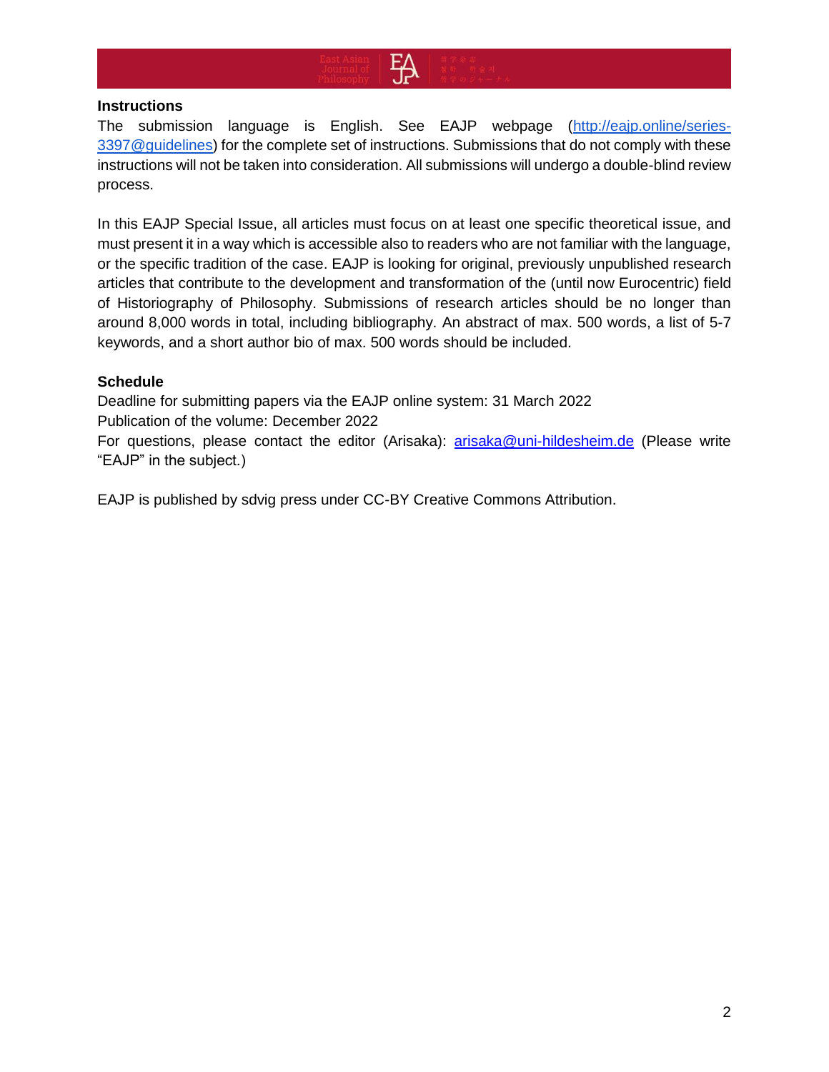## Instructions

The submission language is English. See EAJP webpage (http://eajp.online/series-3397@guidelines) for the complete set of instructions. Submissions that do not comply with these instructions will not be taken into consideration. All submissions will undergo a double-blind review process.

In this EAJP Special Issue, all articles must focus on at least one specific theoretical issue, and must present it in a way which is accessible also to readers who are not familiar with the language, or the specific tradition of the case. EAJP is looking for original, previously unpublished research articles that contribute to the development and transformation of the (until now Eurocentric) field of Historiography of Philosophy. Submissions of research articles should be no longer than around 8,000 words in total, including bibliography. An abstract of max. 500 words, a list of 5-7 keywords, and a short author bio of max. 500 words should be included.

## Schedule

Deadline for submitting papers via the EAJP online system: 31 March 2022
Publication of the volume: December 2022
For questions, please contact the editor (Arisaka): arisaka@uni-hildesheim.de (Please write "EAJP" in the subject.)

EAJP is published by sdvig press under CC-BY Creative Commons Attribution.